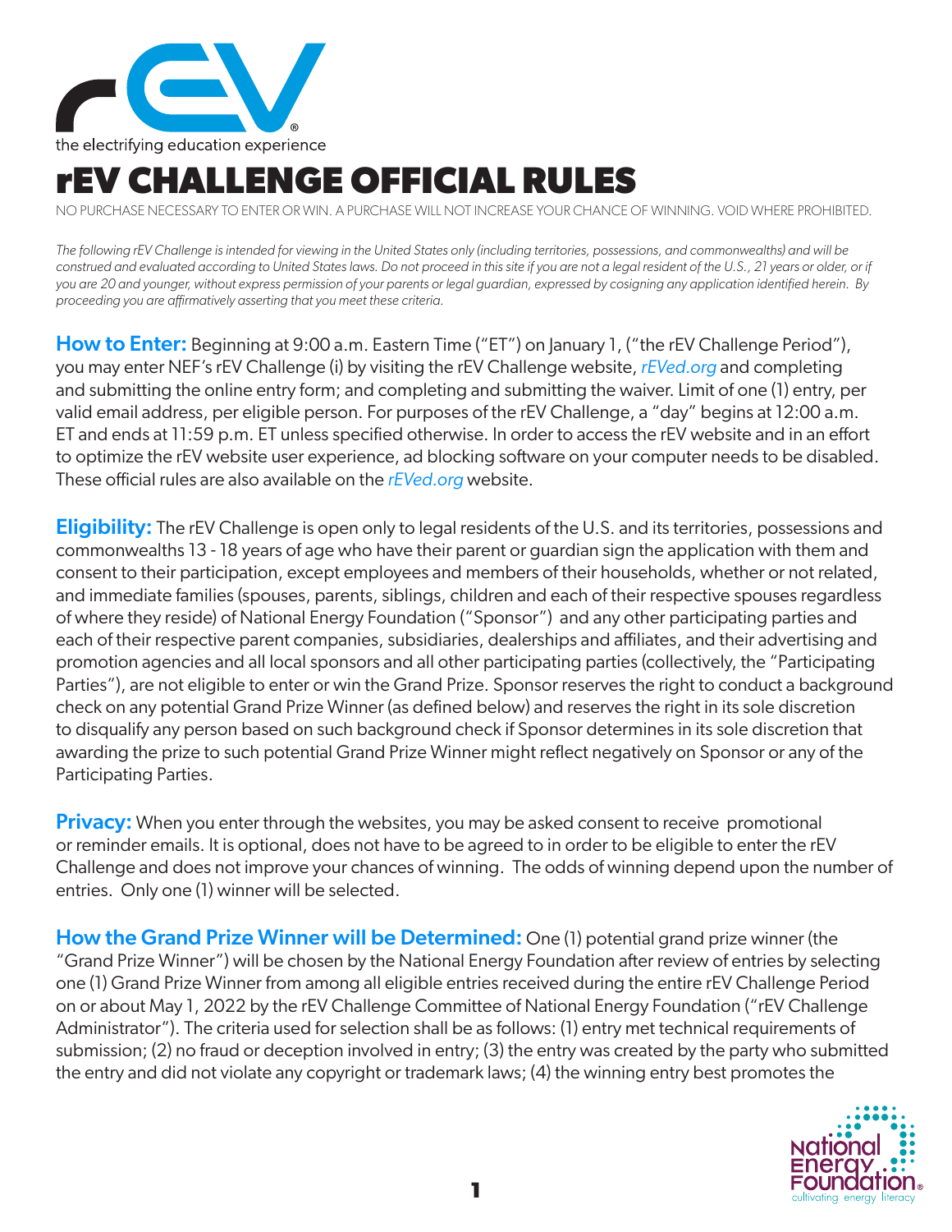the electrifying education experience

# rEV CHALLENGE OFFICIAL RULES

NO PURCHASE NECESSARY TO ENTER OR WIN. A PURCHASE WILL NOT INCREASE YOUR CHANCE OF WINNING. VOID WHERE PROHIBITED.

*The following rEV Challenge is intended for viewing in the United States only (including territories, possessions, and commonwealths) and will be construed and evaluated according to United States laws. Do not proceed in this site if you are not a legal resident of the U.S., 21 years or older, or if you are 20 and younger, without express permission of your parents or legal guardian, expressed by cosigning any application identified herein. By proceeding you are affirmatively asserting that you meet these criteria.*

**How to Enter:** Beginning at 9:00 a.m. Eastern Time ("ET") on January 1, ("the rEV Challenge Period"), you may enter NEF's rEV Challenge (i) by visiting the rEV Challenge website, *rEVed.org* and completing and submitting the online entry form; and completing and submitting the waiver. Limit of one (1) entry, per valid email address, per eligible person. For purposes of the rEV Challenge, a "day" begins at 12:00 a.m. ET and ends at 11:59 p.m. ET unless specified otherwise. In order to access the rEV website and in an effort to optimize the rEV website user experience, ad blocking software on your computer needs to be disabled. These official rules are also available on the *rEVed.org* website.

**Eligibility:** The rEV Challenge is open only to legal residents of the U.S. and its territories, possessions and commonwealths 13 - 18 years of age who have their parent or guardian sign the application with them and consent to their participation, except employees and members of their households, whether or not related, and immediate families (spouses, parents, siblings, children and each of their respective spouses regardless of where they reside) of National Energy Foundation ("Sponsor") and any other participating parties and each of their respective parent companies, subsidiaries, dealerships and affiliates, and their advertising and promotion agencies and all local sponsors and all other participating parties (collectively, the "Participating Parties"), are not eligible to enter or win the Grand Prize. Sponsor reserves the right to conduct a background check on any potential Grand Prize Winner (as defined below) and reserves the right in its sole discretion to disqualify any person based on such background check if Sponsor determines in its sole discretion that awarding the prize to such potential Grand Prize Winner might reflect negatively on Sponsor or any of the Participating Parties.

**Privacy:** When you enter through the websites, you may be asked consent to receive promotional or reminder emails. It is optional, does not have to be agreed to in order to be eligible to enter the rEV Challenge and does not improve your chances of winning. The odds of winning depend upon the number of entries. Only one (1) winner will be selected.

**How the Grand Prize Winner will be Determined:** One (1) potential grand prize winner (the "Grand Prize Winner") will be chosen by the National Energy Foundation after review of entries by selecting one (1) Grand Prize Winner from among all eligible entries received during the entire rEV Challenge Period on or about May 1, 2022 by the rEV Challenge Committee of National Energy Foundation ("rEV Challenge Administrator"). The criteria used for selection shall be as follows: (1) entry met technical requirements of submission; (2) no fraud or deception involved in entry; (3) the entry was created by the party who submitted the entry and did not violate any copyright or trademark laws; (4) the winning entry best promotes the

National Energy Foundation
cultivating energy literacy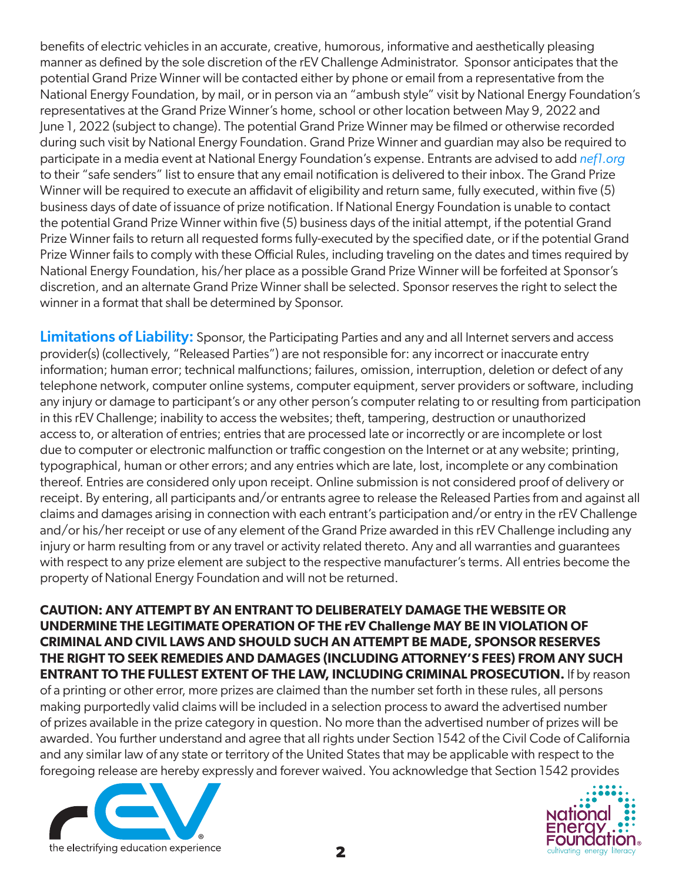benefits of electric vehicles in an accurate, creative, humorous, informative and aesthetically pleasing manner as defined by the sole discretion of the rEV Challenge Administrator. Sponsor anticipates that the potential Grand Prize Winner will be contacted either by phone or email from a representative from the National Energy Foundation, by mail, or in person via an "ambush style" visit by National Energy Foundation's representatives at the Grand Prize Winner's home, school or other location between May 9, 2022 and June 1, 2022 (subject to change). The potential Grand Prize Winner may be filmed or otherwise recorded during such visit by National Energy Foundation. Grand Prize Winner and guardian may also be required to participate in a media event at National Energy Foundation's expense. Entrants are advised to add *nef1.org* to their "safe senders" list to ensure that any email notification is delivered to their inbox. The Grand Prize Winner will be required to execute an affidavit of eligibility and return same, fully executed, within five (5) business days of date of issuance of prize notification. If National Energy Foundation is unable to contact the potential Grand Prize Winner within five (5) business days of the initial attempt, if the potential Grand Prize Winner fails to return all requested forms fully-executed by the specified date, or if the potential Grand Prize Winner fails to comply with these Official Rules, including traveling on the dates and times required by National Energy Foundation, his/her place as a possible Grand Prize Winner will be forfeited at Sponsor's discretion, and an alternate Grand Prize Winner shall be selected. Sponsor reserves the right to select the winner in a format that shall be determined by Sponsor.

**Limitations of Liability:** Sponsor, the Participating Parties and any and all Internet servers and access provider(s) (collectively, "Released Parties") are not responsible for: any incorrect or inaccurate entry information; human error; technical malfunctions; failures, omission, interruption, deletion or defect of any telephone network, computer online systems, computer equipment, server providers or software, including any injury or damage to participant's or any other person's computer relating to or resulting from participation in this rEV Challenge; inability to access the websites; theft, tampering, destruction or unauthorized access to, or alteration of entries; entries that are processed late or incorrectly or are incomplete or lost due to computer or electronic malfunction or traffic congestion on the Internet or at any website; printing, typographical, human or other errors; and any entries which are late, lost, incomplete or any combination thereof. Entries are considered only upon receipt. Online submission is not considered proof of delivery or receipt. By entering, all participants and/or entrants agree to release the Released Parties from and against all claims and damages arising in connection with each entrant's participation and/or entry in the rEV Challenge and/or his/her receipt or use of any element of the Grand Prize awarded in this rEV Challenge including any injury or harm resulting from or any travel or activity related thereto. Any and all warranties and guarantees with respect to any prize element are subject to the respective manufacturer's terms. All entries become the property of National Energy Foundation and will not be returned.

**CAUTION: ANY ATTEMPT BY AN ENTRANT TO DELIBERATELY DAMAGE THE WEBSITE OR UNDERMINE THE LEGITIMATE OPERATION OF THE rEV Challenge MAY BE IN VIOLATION OF CRIMINAL AND CIVIL LAWS AND SHOULD SUCH AN ATTEMPT BE MADE, SPONSOR RESERVES THE RIGHT TO SEEK REMEDIES AND DAMAGES (INCLUDING ATTORNEY'S FEES) FROM ANY SUCH ENTRANT TO THE FULLEST EXTENT OF THE LAW, INCLUDING CRIMINAL PROSECUTION.** If by reason of a printing or other error, more prizes are claimed than the number set forth in these rules, all persons making purportedly valid claims will be included in a selection process to award the advertised number of prizes available in the prize category in question. No more than the advertised number of prizes will be awarded. You further understand and agree that all rights under Section 1542 of the Civil Code of California and any similar law of any state or territory of the United States that may be applicable with respect to the foregoing release are hereby expressly and forever waived. You acknowledge that Section 1542 provides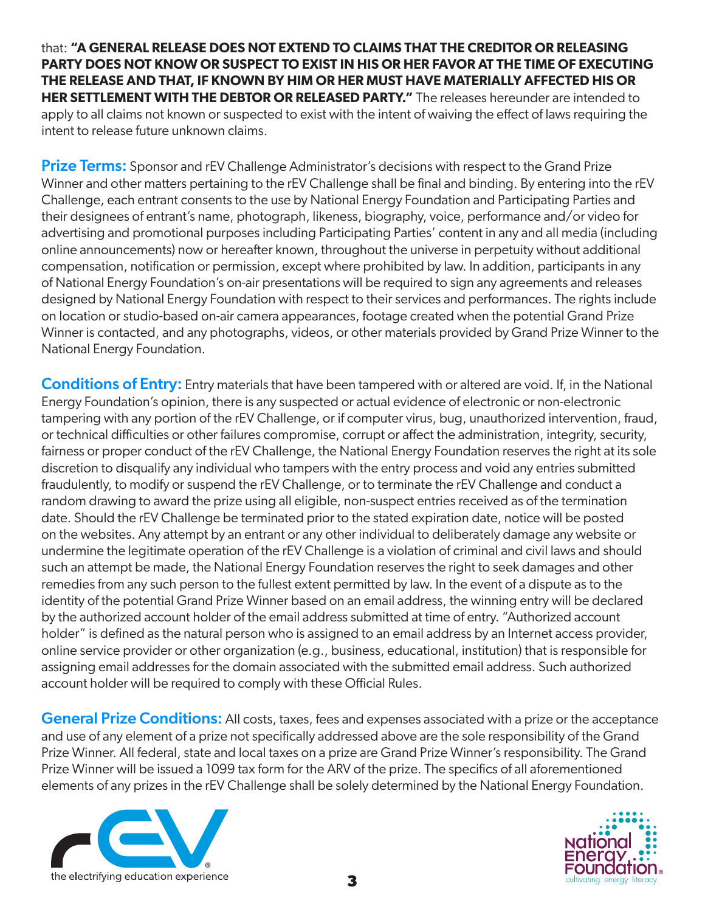that: **"A GENERAL RELEASE DOES NOT EXTEND TO CLAIMS THAT THE CREDITOR OR RELEASING PARTY DOES NOT KNOW OR SUSPECT TO EXIST IN HIS OR HER FAVOR AT THE TIME OF EXECUTING THE RELEASE AND THAT, IF KNOWN BY HIM OR HER MUST HAVE MATERIALLY AFFECTED HIS OR HER SETTLEMENT WITH THE DEBTOR OR RELEASED PARTY."** The releases hereunder are intended to apply to all claims not known or suspected to exist with the intent of waiving the effect of laws requiring the intent to release future unknown claims.

**Prize Terms:** Sponsor and rEV Challenge Administrator's decisions with respect to the Grand Prize Winner and other matters pertaining to the rEV Challenge shall be final and binding. By entering into the rEV Challenge, each entrant consents to the use by National Energy Foundation and Participating Parties and their designees of entrant's name, photograph, likeness, biography, voice, performance and/or video for advertising and promotional purposes including Participating Parties' content in any and all media (including online announcements) now or hereafter known, throughout the universe in perpetuity without additional compensation, notification or permission, except where prohibited by law. In addition, participants in any of National Energy Foundation's on-air presentations will be required to sign any agreements and releases designed by National Energy Foundation with respect to their services and performances. The rights include on location or studio-based on-air camera appearances, footage created when the potential Grand Prize Winner is contacted, and any photographs, videos, or other materials provided by Grand Prize Winner to the National Energy Foundation.

**Conditions of Entry:** Entry materials that have been tampered with or altered are void. If, in the National Energy Foundation's opinion, there is any suspected or actual evidence of electronic or non-electronic tampering with any portion of the rEV Challenge, or if computer virus, bug, unauthorized intervention, fraud, or technical difficulties or other failures compromise, corrupt or affect the administration, integrity, security, fairness or proper conduct of the rEV Challenge, the National Energy Foundation reserves the right at its sole discretion to disqualify any individual who tampers with the entry process and void any entries submitted fraudulently, to modify or suspend the rEV Challenge, or to terminate the rEV Challenge and conduct a random drawing to award the prize using all eligible, non-suspect entries received as of the termination date. Should the rEV Challenge be terminated prior to the stated expiration date, notice will be posted on the websites. Any attempt by an entrant or any other individual to deliberately damage any website or undermine the legitimate operation of the rEV Challenge is a violation of criminal and civil laws and should such an attempt be made, the National Energy Foundation reserves the right to seek damages and other remedies from any such person to the fullest extent permitted by law. In the event of a dispute as to the identity of the potential Grand Prize Winner based on an email address, the winning entry will be declared by the authorized account holder of the email address submitted at time of entry. "Authorized account holder" is defined as the natural person who is assigned to an email address by an Internet access provider, online service provider or other organization (e.g., business, educational, institution) that is responsible for assigning email addresses for the domain associated with the submitted email address. Such authorized account holder will be required to comply with these Official Rules.

**General Prize Conditions:** All costs, taxes, fees and expenses associated with a prize or the acceptance and use of any element of a prize not specifically addressed above are the sole responsibility of the Grand Prize Winner. All federal, state and local taxes on a prize are Grand Prize Winner's responsibility. The Grand Prize Winner will be issued a 1099 tax form for the ARV of the prize. The specifics of all aforementioned elements of any prizes in the rEV Challenge shall be solely determined by the National Energy Foundation.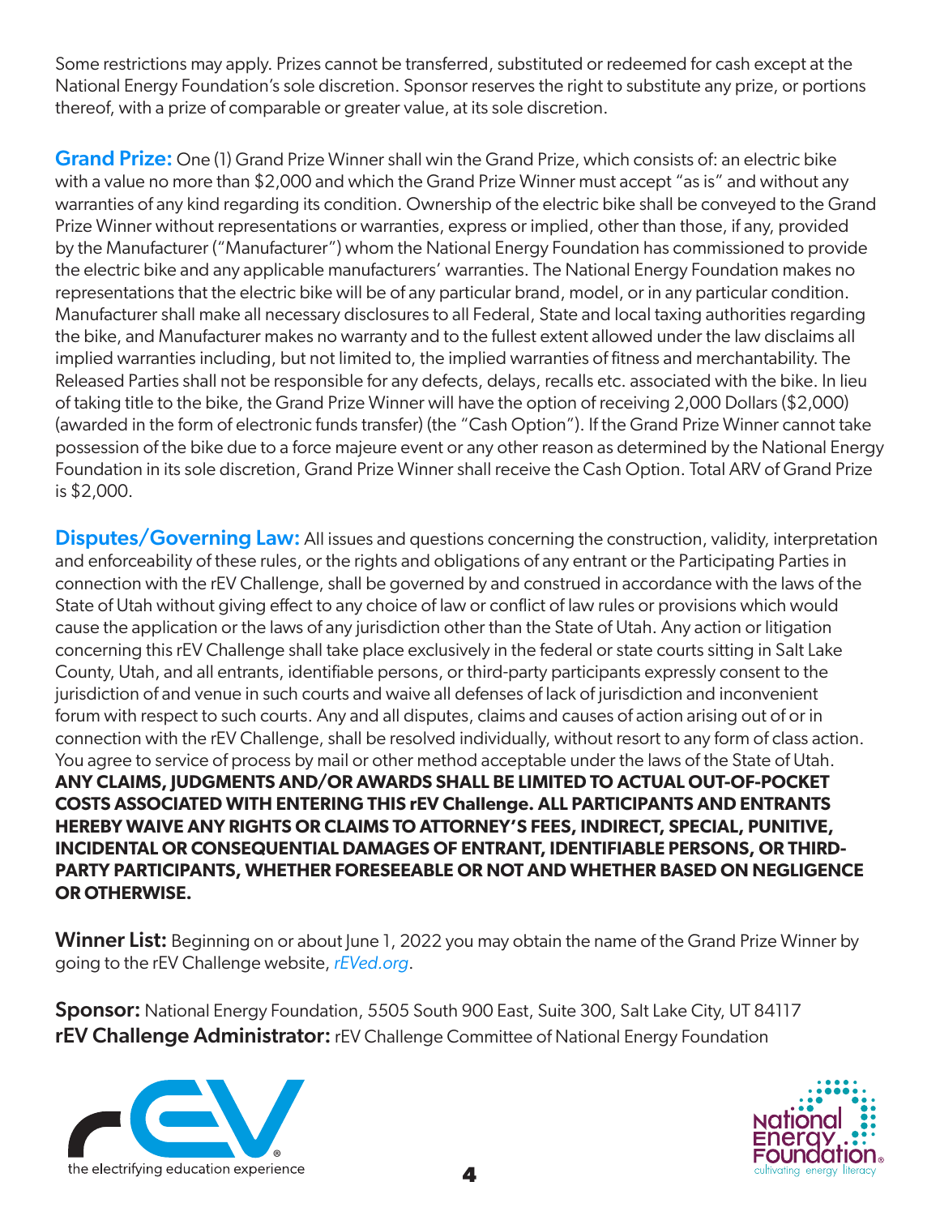Some restrictions may apply. Prizes cannot be transferred, substituted or redeemed for cash except at the National Energy Foundation's sole discretion. Sponsor reserves the right to substitute any prize, or portions thereof, with a prize of comparable or greater value, at its sole discretion.

**Grand Prize:** One (1) Grand Prize Winner shall win the Grand Prize, which consists of: an electric bike with a value no more than $2,000 and which the Grand Prize Winner must accept "as is" and without any warranties of any kind regarding its condition. Ownership of the electric bike shall be conveyed to the Grand Prize Winner without representations or warranties, express or implied, other than those, if any, provided by the Manufacturer ("Manufacturer") whom the National Energy Foundation has commissioned to provide the electric bike and any applicable manufacturers' warranties. The National Energy Foundation makes no representations that the electric bike will be of any particular brand, model, or in any particular condition. Manufacturer shall make all necessary disclosures to all Federal, State and local taxing authorities regarding the bike, and Manufacturer makes no warranty and to the fullest extent allowed under the law disclaims all implied warranties including, but not limited to, the implied warranties of fitness and merchantability. The Released Parties shall not be responsible for any defects, delays, recalls etc. associated with the bike. In lieu of taking title to the bike, the Grand Prize Winner will have the option of receiving 2,000 Dollars ($2,000) (awarded in the form of electronic funds transfer) (the "Cash Option"). If the Grand Prize Winner cannot take possession of the bike due to a force majeure event or any other reason as determined by the National Energy Foundation in its sole discretion, Grand Prize Winner shall receive the Cash Option. Total ARV of Grand Prize is $2,000.

**Disputes/Governing Law:** All issues and questions concerning the construction, validity, interpretation and enforceability of these rules, or the rights and obligations of any entrant or the Participating Parties in connection with the rEV Challenge, shall be governed by and construed in accordance with the laws of the State of Utah without giving effect to any choice of law or conflict of law rules or provisions which would cause the application or the laws of any jurisdiction other than the State of Utah. Any action or litigation concerning this rEV Challenge shall take place exclusively in the federal or state courts sitting in Salt Lake County, Utah, and all entrants, identifiable persons, or third-party participants expressly consent to the jurisdiction of and venue in such courts and waive all defenses of lack of jurisdiction and inconvenient forum with respect to such courts. Any and all disputes, claims and causes of action arising out of or in connection with the rEV Challenge, shall be resolved individually, without resort to any form of class action. You agree to service of process by mail or other method acceptable under the laws of the State of Utah. **ANY CLAIMS, JUDGMENTS AND/OR AWARDS SHALL BE LIMITED TO ACTUAL OUT-OF-POCKET COSTS ASSOCIATED WITH ENTERING THIS rEV Challenge. ALL PARTICIPANTS AND ENTRANTS HEREBY WAIVE ANY RIGHTS OR CLAIMS TO ATTORNEY'S FEES, INDIRECT, SPECIAL, PUNITIVE, INCIDENTAL OR CONSEQUENTIAL DAMAGES OF ENTRANT, IDENTIFIABLE PERSONS, OR THIRD-PARTY PARTICIPANTS, WHETHER FORESEEABLE OR NOT AND WHETHER BASED ON NEGLIGENCE OR OTHERWISE.**

**Winner List:** Beginning on or about June 1, 2022 you may obtain the name of the Grand Prize Winner by going to the rEV Challenge website, *rEVed.org*.

**Sponsor:** National Energy Foundation, 5505 South 900 East, Suite 300, Salt Lake City, UT 84117

**rEV Challenge Administrator:** rEV Challenge Committee of National Energy Foundation

the electrifying education experience

National Energy Foundation
cultivating energy literacy